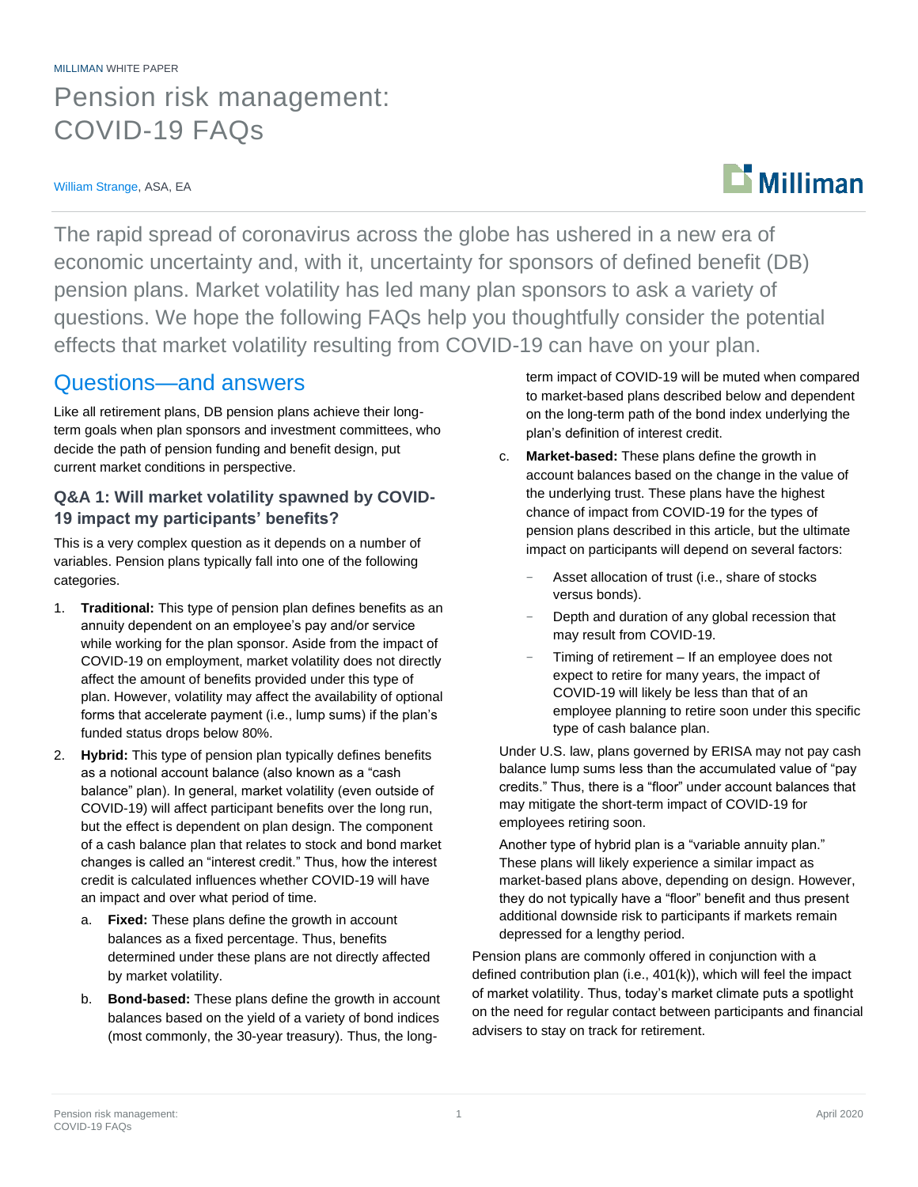MILLIMAN WHITE PAPER

# Pension risk management: COVID-19 FAQs

William Strange, ASA, EA

The rapid spread of coronavirus across the globe has ushered in a new era of economic uncertainty and, with it, uncertainty for sponsors of defined benefit (DB) pension plans. Market volatility has led many plan sponsors to ask a variety of questions. We hope the following FAQs help you thoughtfully consider the potential effects that market volatility resulting from COVID-19 can have on your plan.

## Questions—and answers

Like all retirement plans, DB pension plans achieve their long-term goals when plan sponsors and investment committees, who decide the path of pension funding and benefit design, put current market conditions in perspective.

### Q&A 1: Will market volatility spawned by COVID-19 impact my participants' benefits?

This is a very complex question as it depends on a number of variables. Pension plans typically fall into one of the following categories.

1. **Traditional:** This type of pension plan defines benefits as an annuity dependent on an employee's pay and/or service while working for the plan sponsor. Aside from the impact of COVID-19 on employment, market volatility does not directly affect the amount of benefits provided under this type of plan. However, volatility may affect the availability of optional forms that accelerate payment (i.e., lump sums) if the plan's funded status drops below 80%.
2. **Hybrid:** This type of pension plan typically defines benefits as a notional account balance (also known as a "cash balance" plan). In general, market volatility (even outside of COVID-19) will affect participant benefits over the long run, but the effect is dependent on plan design. The component of a cash balance plan that relates to stock and bond market changes is called an "interest credit." Thus, how the interest credit is calculated influences whether COVID-19 will have an impact and over what period of time.
   a. **Fixed:** These plans define the growth in account balances as a fixed percentage. Thus, benefits determined under these plans are not directly affected by market volatility.
   b. **Bond-based:** These plans define the growth in account balances based on the yield of a variety of bond indices (most commonly, the 30-year treasury). Thus, the long-term impact of COVID-19 will be muted when compared to market-based plans described below and dependent on the long-term path of the bond index underlying the plan's definition of interest credit.
   c. **Market-based:** These plans define the growth in account balances based on the change in the value of the underlying trust. These plans have the highest chance of impact from COVID-19 for the types of pension plans described in this article, but the ultimate impact on participants will depend on several factors:
      - Asset allocation of trust (i.e., share of stocks versus bonds).
      - Depth and duration of any global recession that may result from COVID-19.
      - Timing of retirement – If an employee does not expect to retire for many years, the impact of COVID-19 will likely be less than that of an employee planning to retire soon under this specific type of cash balance plan.

   Under U.S. law, plans governed by ERISA may not pay cash balance lump sums less than the accumulated value of "pay credits." Thus, there is a "floor" under account balances that may mitigate the short-term impact of COVID-19 for employees retiring soon.

   Another type of hybrid plan is a "variable annuity plan." These plans will likely experience a similar impact as market-based plans above, depending on design. However, they do not typically have a "floor" benefit and thus present additional downside risk to participants if markets remain depressed for a lengthy period.

Pension plans are commonly offered in conjunction with a defined contribution plan (i.e., 401(k)), which will feel the impact of market volatility. Thus, today's market climate puts a spotlight on the need for regular contact between participants and financial advisers to stay on track for retirement.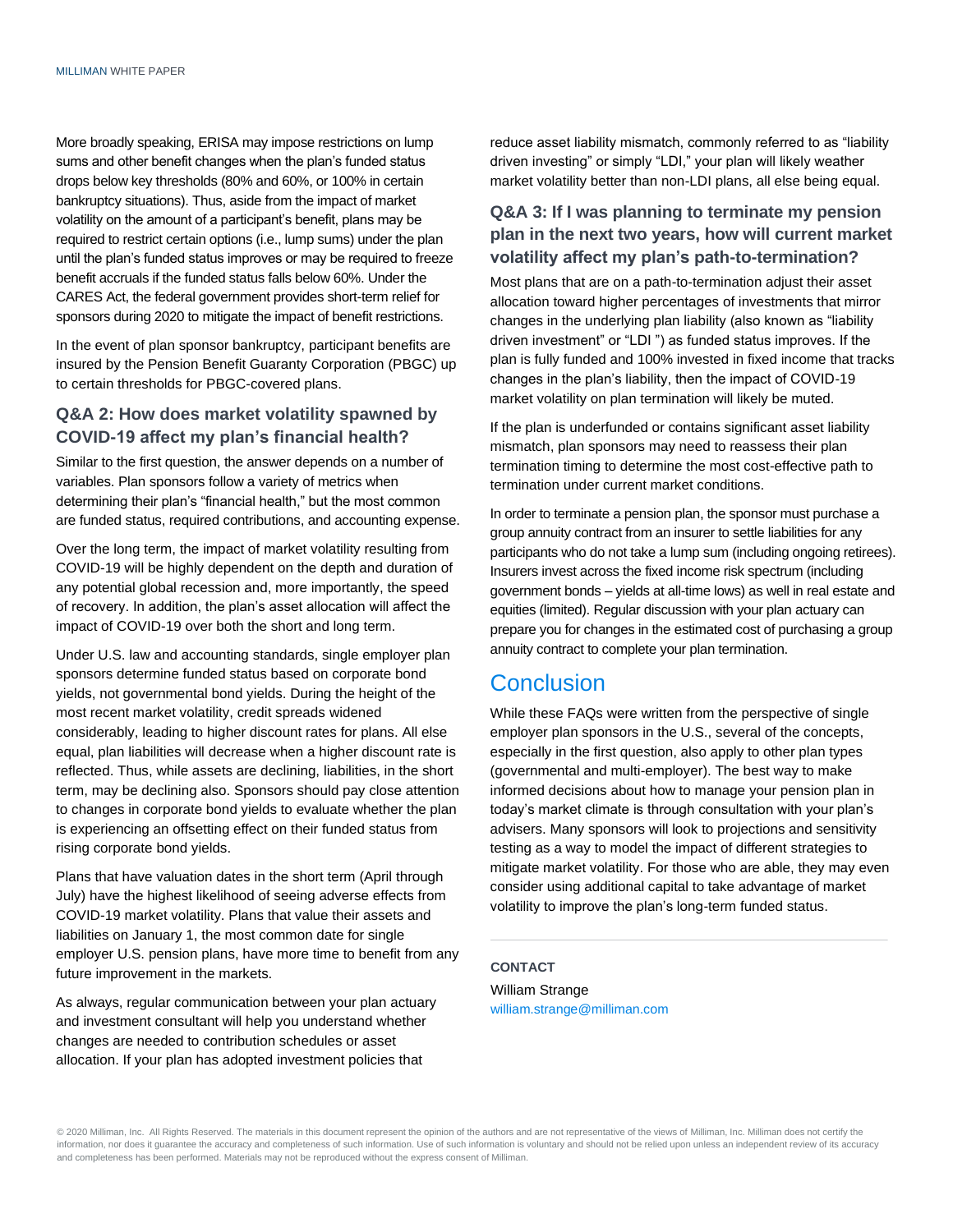More broadly speaking, ERISA may impose restrictions on lump sums and other benefit changes when the plan's funded status drops below key thresholds (80% and 60%, or 100% in certain bankruptcy situations). Thus, aside from the impact of market volatility on the amount of a participant's benefit, plans may be required to restrict certain options (i.e., lump sums) under the plan until the plan's funded status improves or may be required to freeze benefit accruals if the funded status falls below 60%. Under the CARES Act, the federal government provides short-term relief for sponsors during 2020 to mitigate the impact of benefit restrictions.

In the event of plan sponsor bankruptcy, participant benefits are insured by the Pension Benefit Guaranty Corporation (PBGC) up to certain thresholds for PBGC-covered plans.

### Q&A 2: How does market volatility spawned by COVID-19 affect my plan's financial health?

Similar to the first question, the answer depends on a number of variables. Plan sponsors follow a variety of metrics when determining their plan's "financial health," but the most common are funded status, required contributions, and accounting expense.

Over the long term, the impact of market volatility resulting from COVID-19 will be highly dependent on the depth and duration of any potential global recession and, more importantly, the speed of recovery. In addition, the plan's asset allocation will affect the impact of COVID-19 over both the short and long term.

Under U.S. law and accounting standards, single employer plan sponsors determine funded status based on corporate bond yields, not governmental bond yields. During the height of the most recent market volatility, credit spreads widened considerably, leading to higher discount rates for plans. All else equal, plan liabilities will decrease when a higher discount rate is reflected. Thus, while assets are declining, liabilities, in the short term, may be declining also. Sponsors should pay close attention to changes in corporate bond yields to evaluate whether the plan is experiencing an offsetting effect on their funded status from rising corporate bond yields.

Plans that have valuation dates in the short term (April through July) have the highest likelihood of seeing adverse effects from COVID-19 market volatility. Plans that value their assets and liabilities on January 1, the most common date for single employer U.S. pension plans, have more time to benefit from any future improvement in the markets.

As always, regular communication between your plan actuary and investment consultant will help you understand whether changes are needed to contribution schedules or asset allocation. If your plan has adopted investment policies that reduce asset liability mismatch, commonly referred to as "liability driven investing" or simply "LDI," your plan will likely weather market volatility better than non-LDI plans, all else being equal.

### Q&A 3: If I was planning to terminate my pension plan in the next two years, how will current market volatility affect my plan's path-to-termination?

Most plans that are on a path-to-termination adjust their asset allocation toward higher percentages of investments that mirror changes in the underlying plan liability (also known as "liability driven investment" or "LDI ") as funded status improves. If the plan is fully funded and 100% invested in fixed income that tracks changes in the plan's liability, then the impact of COVID-19 market volatility on plan termination will likely be muted.

If the plan is underfunded or contains significant asset liability mismatch, plan sponsors may need to reassess their plan termination timing to determine the most cost-effective path to termination under current market conditions.

In order to terminate a pension plan, the sponsor must purchase a group annuity contract from an insurer to settle liabilities for any participants who do not take a lump sum (including ongoing retirees). Insurers invest across the fixed income risk spectrum (including government bonds – yields at all-time lows) as well in real estate and equities (limited). Regular discussion with your plan actuary can prepare you for changes in the estimated cost of purchasing a group annuity contract to complete your plan termination.

## Conclusion

While these FAQs were written from the perspective of single employer plan sponsors in the U.S., several of the concepts, especially in the first question, also apply to other plan types (governmental and multi-employer). The best way to make informed decisions about how to manage your pension plan in today's market climate is through consultation with your plan's advisers. Many sponsors will look to projections and sensitivity testing as a way to model the impact of different strategies to mitigate market volatility. For those who are able, they may even consider using additional capital to take advantage of market volatility to improve the plan's long-term funded status.

**CONTACT**

William Strange
william.strange@milliman.com

© 2020 Milliman, Inc. All Rights Reserved. The materials in this document represent the opinion of the authors and are not representative of the views of Milliman, Inc. Milliman does not certify the information, nor does it guarantee the accuracy and completeness of such information. Use of such information is voluntary and should not be relied upon unless an independent review of its accuracy and completeness has been performed. Materials may not be reproduced without the express consent of Milliman.